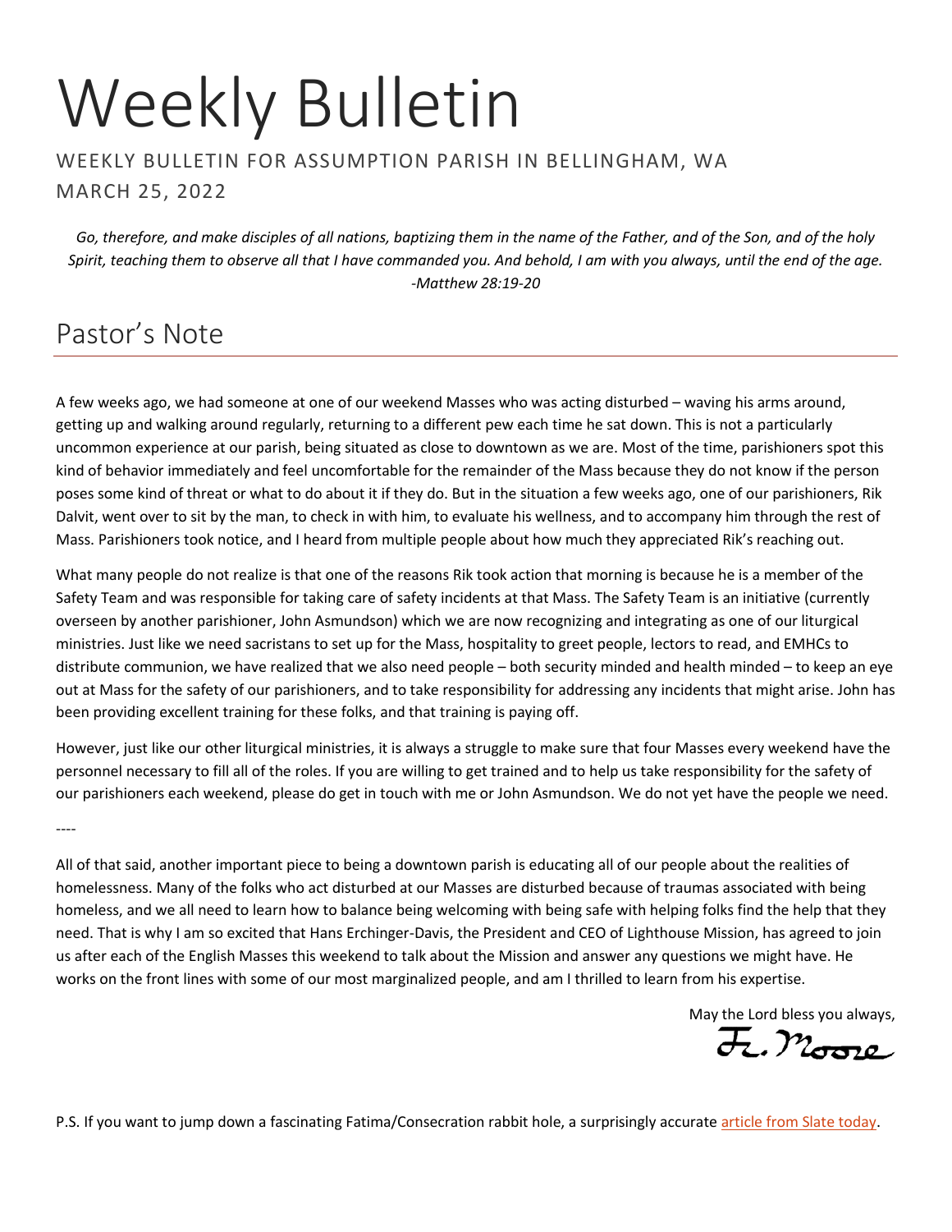# Weekly Bulletin

WEEKLY BULLETIN FOR ASSUMPTION PARISH IN BELLINGHAM, WA

MARCH 25, 2022

*Go, therefore, and make disciples of all nations, baptizing them in the name of the Father, and of the Son, and of the holy Spirit, teaching them to observe all that I have commanded you. And behold, I am with you always, until the end of the age. -Matthew 28:19-20*

## Pastor's Note

A few weeks ago, we had someone at one of our weekend Masses who was acting disturbed – waving his arms around, getting up and walking around regularly, returning to a different pew each time he sat down. This is not a particularly uncommon experience at our parish, being situated as close to downtown as we are. Most of the time, parishioners spot this kind of behavior immediately and feel uncomfortable for the remainder of the Mass because they do not know if the person poses some kind of threat or what to do about it if they do. But in the situation a few weeks ago, one of our parishioners, Rik Dalvit, went over to sit by the man, to check in with him, to evaluate his wellness, and to accompany him through the rest of Mass. Parishioners took notice, and I heard from multiple people about how much they appreciated Rik's reaching out.

What many people do not realize is that one of the reasons Rik took action that morning is because he is a member of the Safety Team and was responsible for taking care of safety incidents at that Mass. The Safety Team is an initiative (currently overseen by another parishioner, John Asmundson) which we are now recognizing and integrating as one of our liturgical ministries. Just like we need sacristans to set up for the Mass, hospitality to greet people, lectors to read, and EMHCs to distribute communion, we have realized that we also need people – both security minded and health minded – to keep an eye out at Mass for the safety of our parishioners, and to take responsibility for addressing any incidents that might arise. John has been providing excellent training for these folks, and that training is paying off.

However, just like our other liturgical ministries, it is always a struggle to make sure that four Masses every weekend have the personnel necessary to fill all of the roles. If you are willing to get trained and to help us take responsibility for the safety of our parishioners each weekend, please do get in touch with me or John Asmundson. We do not yet have the people we need.

----

All of that said, another important piece to being a downtown parish is educating all of our people about the realities of homelessness. Many of the folks who act disturbed at our Masses are disturbed because of traumas associated with being homeless, and we all need to learn how to balance being welcoming with being safe with helping folks find the help that they need. That is why I am so excited that Hans Erchinger-Davis, the President and CEO of Lighthouse Mission, has agreed to join us after each of the English Masses this weekend to talk about the Mission and answer any questions we might have. He works on the front lines with some of our most marginalized people, and am I thrilled to learn from his expertise.

May the Lord bless you always,

Fr. Moore

P.S. If you want to jump down a fascinating Fatima/Consecration rabbit hole, a surprisingly accurate article from Slate today.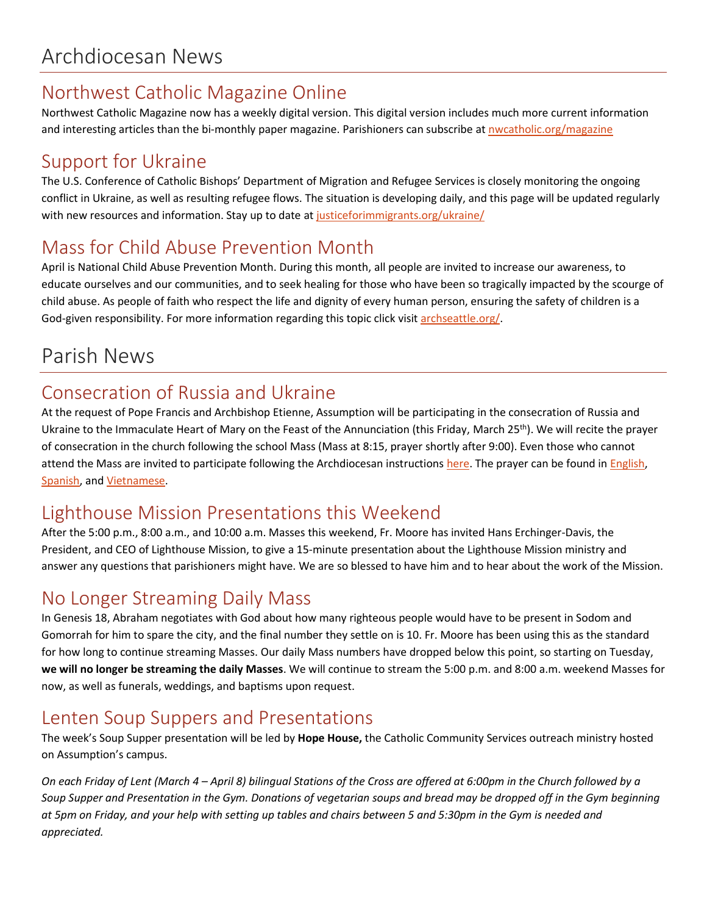# Archdiocesan News

## Northwest Catholic Magazine Online

Northwest Catholic Magazine now has a weekly digital version. This digital version includes much more current information and interesting articles than the bi-monthly paper magazine. Parishioners can subscribe at nwcatholic.org/magazine

## Support for Ukraine

The U.S. Conference of Catholic Bishops' Department of Migration and Refugee Services is closely monitoring the ongoing conflict in Ukraine, as well as resulting refugee flows. The situation is developing daily, and this page will be updated regularly with new resources and information. Stay up to date at justiceforimmigrants.org/ukraine/

## Mass for Child Abuse Prevention Month

April is National Child Abuse Prevention Month. During this month, all people are invited to increase our awareness, to educate ourselves and our communities, and to seek healing for those who have been so tragically impacted by the scourge of child abuse. As people of faith who respect the life and dignity of every human person, ensuring the safety of children is a God-given responsibility. For more information regarding this topic click visit archseattle.org/.

# Parish News

## Consecration of Russia and Ukraine

At the request of Pope Francis and Archbishop Etienne, Assumption will be participating in the consecration of Russia and Ukraine to the Immaculate Heart of Mary on the Feast of the Annunciation (this Friday, March 25th). We will recite the prayer of consecration in the church following the school Mass (Mass at 8:15, prayer shortly after 9:00). Even those who cannot attend the Mass are invited to participate following the Archdiocesan instructions here. The prayer can be found in English, Spanish, and Vietnamese.

## Lighthouse Mission Presentations this Weekend

After the 5:00 p.m., 8:00 a.m., and 10:00 a.m. Masses this weekend, Fr. Moore has invited Hans Erchinger-Davis, the President, and CEO of Lighthouse Mission, to give a 15-minute presentation about the Lighthouse Mission ministry and answer any questions that parishioners might have. We are so blessed to have him and to hear about the work of the Mission.

## No Longer Streaming Daily Mass

In Genesis 18, Abraham negotiates with God about how many righteous people would have to be present in Sodom and Gomorrah for him to spare the city, and the final number they settle on is 10. Fr. Moore has been using this as the standard for how long to continue streaming Masses. Our daily Mass numbers have dropped below this point, so starting on Tuesday, **we will no longer be streaming the daily Masses**. We will continue to stream the 5:00 p.m. and 8:00 a.m. weekend Masses for now, as well as funerals, weddings, and baptisms upon request.

## Lenten Soup Suppers and Presentations

The week's Soup Supper presentation will be led by **Hope House,** the Catholic Community Services outreach ministry hosted on Assumption's campus.

*On each Friday of Lent (March 4 – April 8) bilingual Stations of the Cross are offered at 6:00pm in the Church followed by a Soup Supper and Presentation in the Gym. Donations of vegetarian soups and bread may be dropped off in the Gym beginning at 5pm on Friday, and your help with setting up tables and chairs between 5 and 5:30pm in the Gym is needed and appreciated.*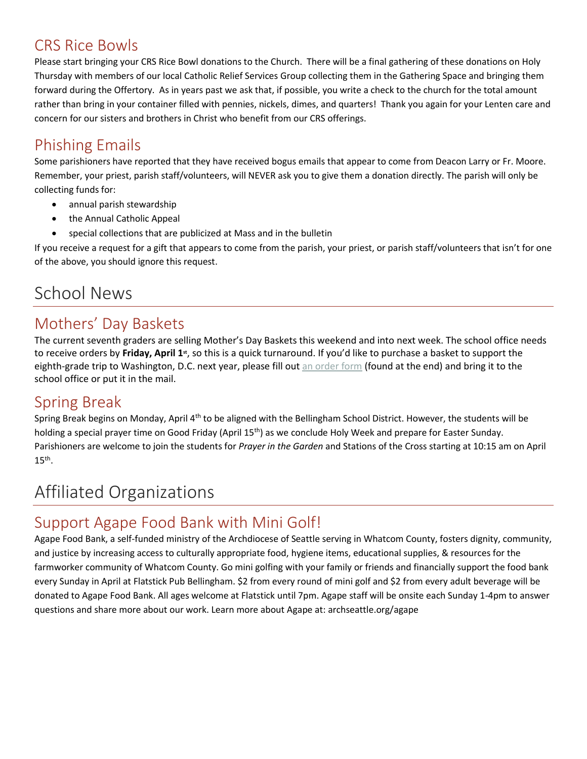## CRS Rice Bowls

Please start bringing your CRS Rice Bowl donations to the Church. There will be a final gathering of these donations on Holy Thursday with members of our local Catholic Relief Services Group collecting them in the Gathering Space and bringing them forward during the Offertory. As in years past we ask that, if possible, you write a check to the church for the total amount rather than bring in your container filled with pennies, nickels, dimes, and quarters! Thank you again for your Lenten care and concern for our sisters and brothers in Christ who benefit from our CRS offerings.

## Phishing Emails

Some parishioners have reported that they have received bogus emails that appear to come from Deacon Larry or Fr. Moore. Remember, your priest, parish staff/volunteers, will NEVER ask you to give them a donation directly. The parish will only be collecting funds for:

- annual parish stewardship
- the Annual Catholic Appeal
- special collections that are publicized at Mass and in the bulletin

If you receive a request for a gift that appears to come from the parish, your priest, or parish staff/volunteers that isn't for one of the above, you should ignore this request.

# School News

## Mothers' Day Baskets

The current seventh graders are selling Mother's Day Baskets this weekend and into next week. The school office needs to receive orders by **Friday, April 1st**, so this is a quick turnaround. If you'd like to purchase a basket to support the eighth-grade trip to Washington, D.C. next year, please fill out an order form (found at the end) and bring it to the school office or put it in the mail.

## Spring Break

Spring Break begins on Monday, April 4th to be aligned with the Bellingham School District. However, the students will be holding a special prayer time on Good Friday (April 15th) as we conclude Holy Week and prepare for Easter Sunday. Parishioners are welcome to join the students for *Prayer in the Garden* and Stations of the Cross starting at 10:15 am on April 15th.

# Affiliated Organizations

## Support Agape Food Bank with Mini Golf!

Agape Food Bank, a self-funded ministry of the Archdiocese of Seattle serving in Whatcom County, fosters dignity, community, and justice by increasing access to culturally appropriate food, hygiene items, educational supplies, & resources for the farmworker community of Whatcom County. Go mini golfing with your family or friends and financially support the food bank every Sunday in April at Flatstick Pub Bellingham. $2 from every round of mini golf and $2 from every adult beverage will be donated to Agape Food Bank. All ages welcome at Flatstick until 7pm. Agape staff will be onsite each Sunday 1-4pm to answer questions and share more about our work. Learn more about Agape at: archseattle.org/agape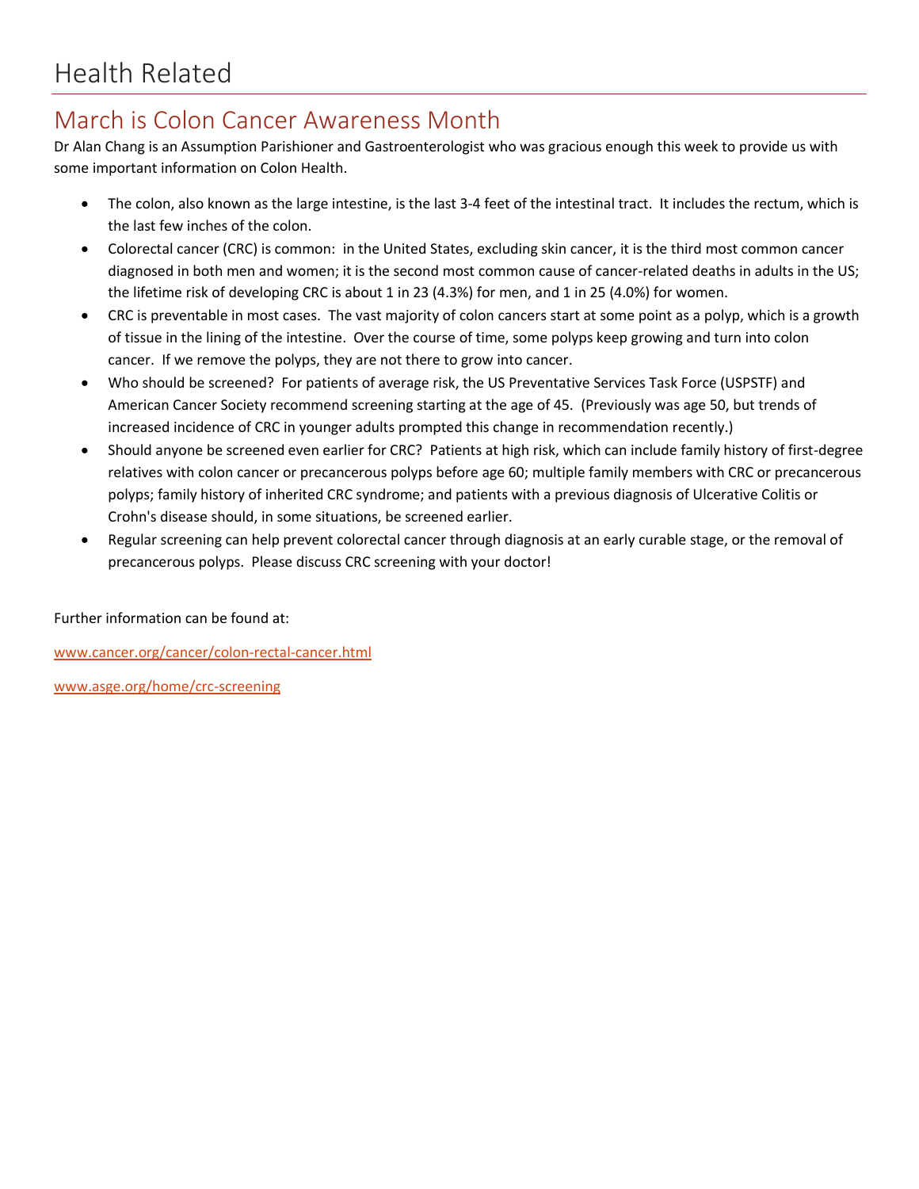# Health Related

## March is Colon Cancer Awareness Month

Dr Alan Chang is an Assumption Parishioner and Gastroenterologist who was gracious enough this week to provide us with some important information on Colon Health.

- The colon, also known as the large intestine, is the last 3-4 feet of the intestinal tract. It includes the rectum, which is the last few inches of the colon.
- Colorectal cancer (CRC) is common: in the United States, excluding skin cancer, it is the third most common cancer diagnosed in both men and women; it is the second most common cause of cancer-related deaths in adults in the US; the lifetime risk of developing CRC is about 1 in 23 (4.3%) for men, and 1 in 25 (4.0%) for women.
- CRC is preventable in most cases. The vast majority of colon cancers start at some point as a polyp, which is a growth of tissue in the lining of the intestine. Over the course of time, some polyps keep growing and turn into colon cancer. If we remove the polyps, they are not there to grow into cancer.
- Who should be screened? For patients of average risk, the US Preventative Services Task Force (USPSTF) and American Cancer Society recommend screening starting at the age of 45. (Previously was age 50, but trends of increased incidence of CRC in younger adults prompted this change in recommendation recently.)
- Should anyone be screened even earlier for CRC? Patients at high risk, which can include family history of first-degree relatives with colon cancer or precancerous polyps before age 60; multiple family members with CRC or precancerous polyps; family history of inherited CRC syndrome; and patients with a previous diagnosis of Ulcerative Colitis or Crohn's disease should, in some situations, be screened earlier.
- Regular screening can help prevent colorectal cancer through diagnosis at an early curable stage, or the removal of precancerous polyps. Please discuss CRC screening with your doctor!

Further information can be found at:

www.cancer.org/cancer/colon-rectal-cancer.html

www.asge.org/home/crc-screening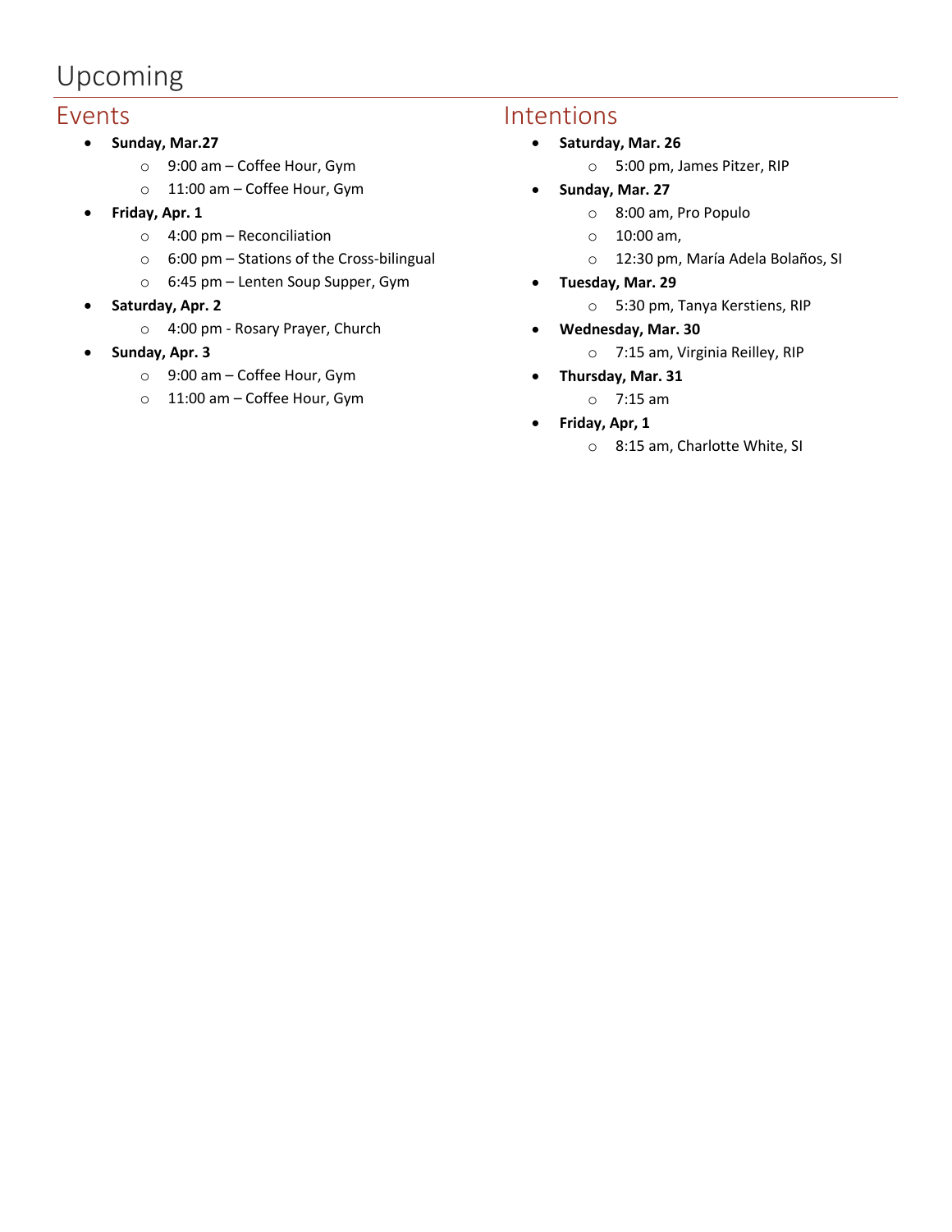# Upcoming

## Events

- **Sunday, Mar.27**
  - 9:00 am – Coffee Hour, Gym
  - 11:00 am – Coffee Hour, Gym
- **Friday, Apr. 1**
  - 4:00 pm – Reconciliation
  - 6:00 pm – Stations of the Cross-bilingual
  - 6:45 pm – Lenten Soup Supper, Gym
- **Saturday, Apr. 2**
  - 4:00 pm - Rosary Prayer, Church
- **Sunday, Apr. 3**
  - 9:00 am – Coffee Hour, Gym
  - 11:00 am – Coffee Hour, Gym

## Intentions

- **Saturday, Mar. 26**
  - 5:00 pm, James Pitzer, RIP
- **Sunday, Mar. 27**
  - 8:00 am, Pro Populo
  - 10:00 am,
  - 12:30 pm, María Adela Bolaños, SI
- **Tuesday, Mar. 29**
  - 5:30 pm, Tanya Kerstiens, RIP
- **Wednesday, Mar. 30**
  - 7:15 am, Virginia Reilley, RIP
- **Thursday, Mar. 31**
  - 7:15 am
- **Friday, Apr, 1**
  - 8:15 am, Charlotte White, SI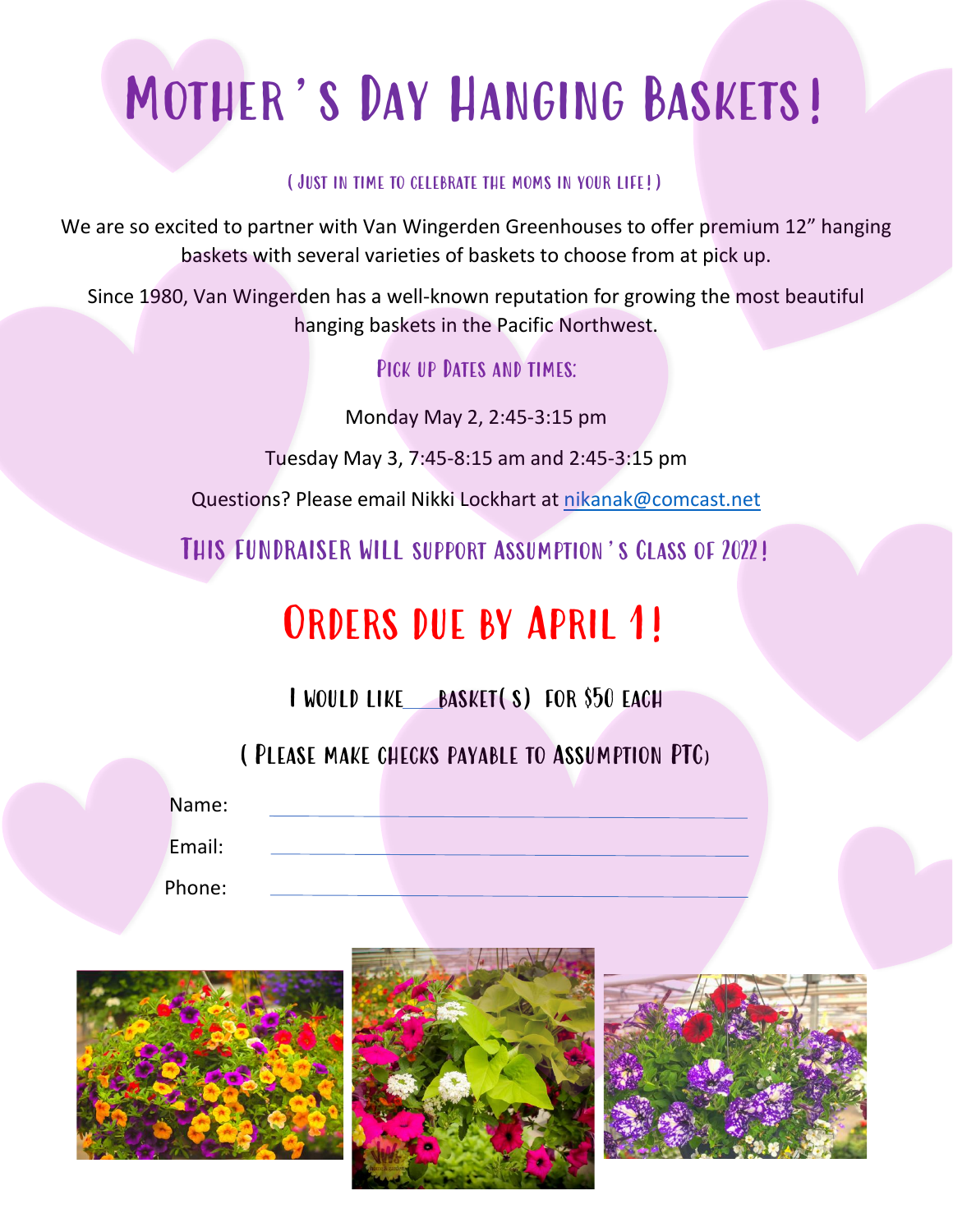# Mother's Day Hanging Baskets!

(Just in time to celebrate the moms in your life!)

We are so excited to partner with Van Wingerden Greenhouses to offer premium 12" hanging baskets with several varieties of baskets to choose from at pick up.

Since 1980, Van Wingerden has a well-known reputation for growing the most beautiful hanging baskets in the Pacific Northwest.

### Pick up Dates and times:

Monday May 2, 2:45-3:15 pm

Tuesday May 3, 7:45-8:15 am and 2:45-3:15 pm

Questions? Please email Nikki Lockhart at nikanak@comcast.net

### This fundraiser will support Assumption's Class of 2022!

## Orders due by April 1!

I would like ____ basket(s) for $50 each

(Please make checks payable to Assumption PTC)

Name: ______________________________

Email: ______________________________

Phone: ______________________________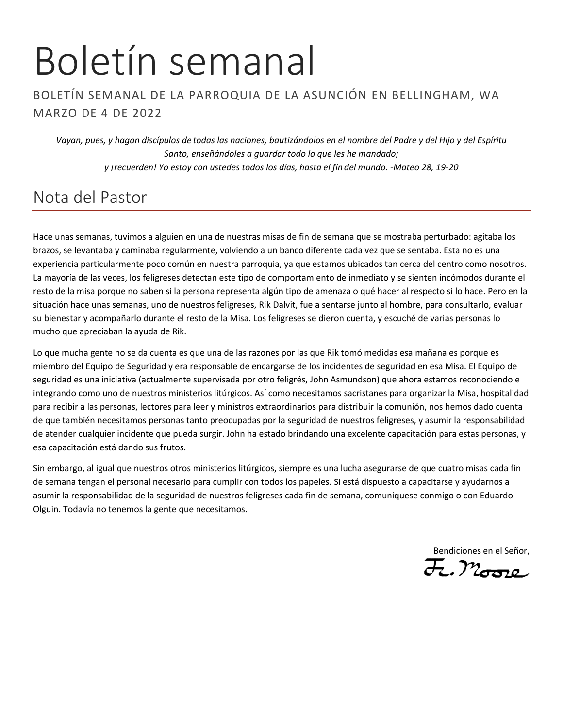# Boletín semanal

BOLETÍN SEMANAL DE LA PARROQUIA DE LA ASUNCIÓN EN BELLINGHAM, WA
MARZO DE 4 DE 2022

*Vayan, pues, y hagan discípulos de todas las naciones, bautizándolos en el nombre del Padre y del Hijo y del Espíritu Santo, enseñándoles a guardar todo lo que les he mandado;*
*y ¡recuerden! Yo estoy con ustedes todos los días, hasta el fin del mundo. -Mateo 28, 19-20*

## Nota del Pastor

Hace unas semanas, tuvimos a alguien en una de nuestras misas de fin de semana que se mostraba perturbado: agitaba los brazos, se levantaba y caminaba regularmente, volviendo a un banco diferente cada vez que se sentaba. Esta no es una experiencia particularmente poco común en nuestra parroquia, ya que estamos ubicados tan cerca del centro como nosotros. La mayoría de las veces, los feligreses detectan este tipo de comportamiento de inmediato y se sienten incómodos durante el resto de la misa porque no saben si la persona representa algún tipo de amenaza o qué hacer al respecto si lo hace. Pero en la situación hace unas semanas, uno de nuestros feligreses, Rik Dalvit, fue a sentarse junto al hombre, para consultarlo, evaluar su bienestar y acompañarlo durante el resto de la Misa. Los feligreses se dieron cuenta, y escuché de varias personas lo mucho que apreciaban la ayuda de Rik.

Lo que mucha gente no se da cuenta es que una de las razones por las que Rik tomó medidas esa mañana es porque es miembro del Equipo de Seguridad y era responsable de encargarse de los incidentes de seguridad en esa Misa. El Equipo de seguridad es una iniciativa (actualmente supervisada por otro feligrés, John Asmundson) que ahora estamos reconociendo e integrando como uno de nuestros ministerios litúrgicos. Así como necesitamos sacristanes para organizar la Misa, hospitalidad para recibir a las personas, lectores para leer y ministros extraordinarios para distribuir la comunión, nos hemos dado cuenta de que también necesitamos personas tanto preocupadas por la seguridad de nuestros feligreses, y asumir la responsabilidad de atender cualquier incidente que pueda surgir. John ha estado brindando una excelente capacitación para estas personas, y esa capacitación está dando sus frutos.

Sin embargo, al igual que nuestros otros ministerios litúrgicos, siempre es una lucha asegurarse de que cuatro misas cada fin de semana tengan el personal necesario para cumplir con todos los papeles. Si está dispuesto a capacitarse y ayudarnos a asumir la responsabilidad de la seguridad de nuestros feligreses cada fin de semana, comuníquese conmigo o con Eduardo Olguin. Todavía no tenemos la gente que necesitamos.

Bendiciones en el Señor,
Fr. Moore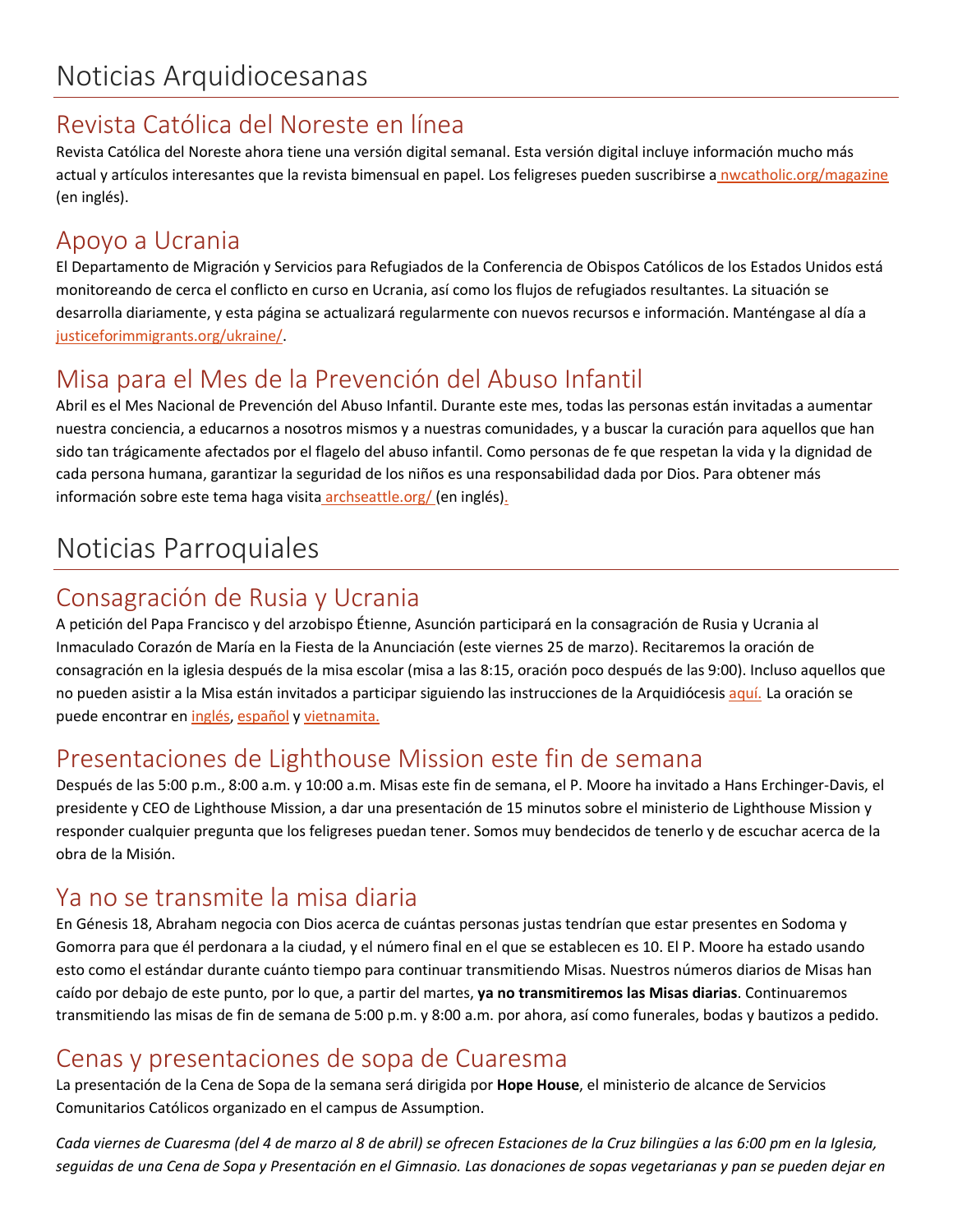# Noticias Arquidiocesanas

## Revista Católica del Noreste en línea

Revista Católica del Noreste ahora tiene una versión digital semanal. Esta versión digital incluye información mucho más actual y artículos interesantes que la revista bimensual en papel. Los feligreses pueden suscribirse a nwcatholic.org/magazine (en inglés).

## Apoyo a Ucrania

El Departamento de Migración y Servicios para Refugiados de la Conferencia de Obispos Católicos de los Estados Unidos está monitoreando de cerca el conflicto en curso en Ucrania, así como los flujos de refugiados resultantes. La situación se desarrolla diariamente, y esta página se actualizará regularmente con nuevos recursos e información. Manténgase al día a justiceforimmigrants.org/ukraine/.

## Misa para el Mes de la Prevención del Abuso Infantil

Abril es el Mes Nacional de Prevención del Abuso Infantil. Durante este mes, todas las personas están invitadas a aumentar nuestra conciencia, a educarnos a nosotros mismos y a nuestras comunidades, y a buscar la curación para aquellos que han sido tan trágicamente afectados por el flagelo del abuso infantil. Como personas de fe que respetan la vida y la dignidad de cada persona humana, garantizar la seguridad de los niños es una responsabilidad dada por Dios. Para obtener más información sobre este tema haga visita archseattle.org/ (en inglés).

# Noticias Parroquiales

## Consagración de Rusia y Ucrania

A petición del Papa Francisco y del arzobispo Étienne, Asunción participará en la consagración de Rusia y Ucrania al Inmaculado Corazón de María en la Fiesta de la Anunciación (este viernes 25 de marzo). Recitaremos la oración de consagración en la iglesia después de la misa escolar (misa a las 8:15, oración poco después de las 9:00). Incluso aquellos que no pueden asistir a la Misa están invitados a participar siguiendo las instrucciones de la Arquidiócesis aquí. La oración se puede encontrar en inglés, español y vietnamita.

## Presentaciones de Lighthouse Mission este fin de semana

Después de las 5:00 p.m., 8:00 a.m. y 10:00 a.m. Misas este fin de semana, el P. Moore ha invitado a Hans Erchinger-Davis, el presidente y CEO de Lighthouse Mission, a dar una presentación de 15 minutos sobre el ministerio de Lighthouse Mission y responder cualquier pregunta que los feligreses puedan tener. Somos muy bendecidos de tenerlo y de escuchar acerca de la obra de la Misión.

## Ya no se transmite la misa diaria

En Génesis 18, Abraham negocia con Dios acerca de cuántas personas justas tendrían que estar presentes en Sodoma y Gomorra para que él perdonara a la ciudad, y el número final en el que se establecen es 10. El P. Moore ha estado usando esto como el estándar durante cuánto tiempo para continuar transmitiendo Misas. Nuestros números diarios de Misas han caído por debajo de este punto, por lo que, a partir del martes, **ya no transmitiremos las Misas diarias**. Continuaremos transmitiendo las misas de fin de semana de 5:00 p.m. y 8:00 a.m. por ahora, así como funerales, bodas y bautizos a pedido.

## Cenas y presentaciones de sopa de Cuaresma

La presentación de la Cena de Sopa de la semana será dirigida por **Hope House**, el ministerio de alcance de Servicios Comunitarios Católicos organizado en el campus de Assumption.

*Cada viernes de Cuaresma (del 4 de marzo al 8 de abril) se ofrecen Estaciones de la Cruz bilingües a las 6:00 pm en la Iglesia, seguidas de una Cena de Sopa y Presentación en el Gimnasio. Las donaciones de sopas vegetarianas y pan se pueden dejar en*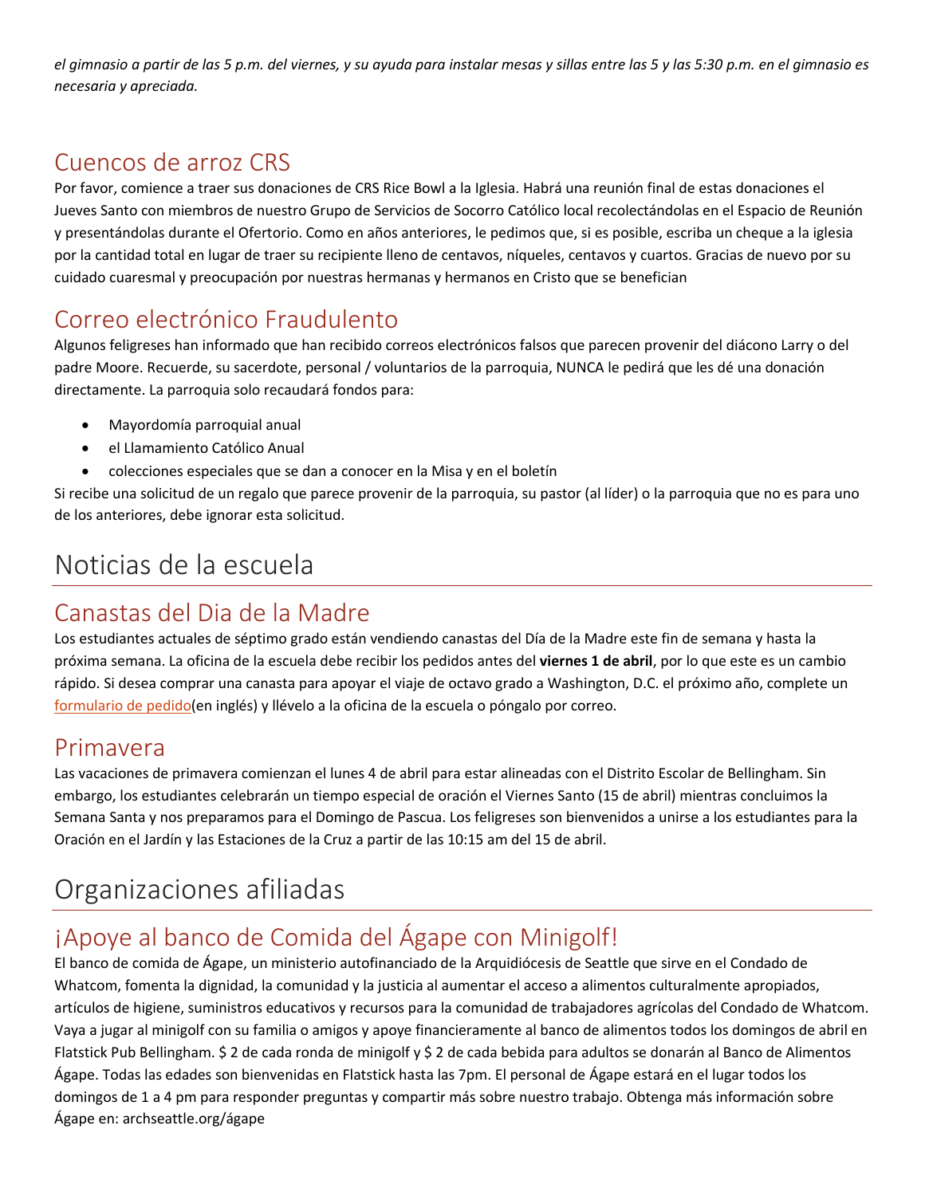*el gimnasio a partir de las 5 p.m. del viernes, y su ayuda para instalar mesas y sillas entre las 5 y las 5:30 p.m. en el gimnasio es necesaria y apreciada.*

## Cuencos de arroz CRS

Por favor, comience a traer sus donaciones de CRS Rice Bowl a la Iglesia. Habrá una reunión final de estas donaciones el Jueves Santo con miembros de nuestro Grupo de Servicios de Socorro Católico local recolectándolas en el Espacio de Reunión y presentándolas durante el Ofertorio. Como en años anteriores, le pedimos que, si es posible, escriba un cheque a la iglesia por la cantidad total en lugar de traer su recipiente lleno de centavos, níqueles, centavos y cuartos. Gracias de nuevo por su cuidado cuaresmal y preocupación por nuestras hermanas y hermanos en Cristo que se benefician

## Correo electrónico Fraudulento

Algunos feligreses han informado que han recibido correos electrónicos falsos que parecen provenir del diácono Larry o del padre Moore. Recuerde, su sacerdote, personal / voluntarios de la parroquia, NUNCA le pedirá que les dé una donación directamente. La parroquia solo recaudará fondos para:

- Mayordomía parroquial anual
- el Llamamiento Católico Anual
- colecciones especiales que se dan a conocer en la Misa y en el boletín

Si recibe una solicitud de un regalo que parece provenir de la parroquia, su pastor (al líder) o la parroquia que no es para uno de los anteriores, debe ignorar esta solicitud.

# Noticias de la escuela

## Canastas del Dia de la Madre

Los estudiantes actuales de séptimo grado están vendiendo canastas del Día de la Madre este fin de semana y hasta la próxima semana. La oficina de la escuela debe recibir los pedidos antes del **viernes 1 de abril**, por lo que este es un cambio rápido. Si desea comprar una canasta para apoyar el viaje de octavo grado a Washington, D.C. el próximo año, complete un formulario de pedido(en inglés) y llévelo a la oficina de la escuela o póngalo por correo.

## Primavera

Las vacaciones de primavera comienzan el lunes 4 de abril para estar alineadas con el Distrito Escolar de Bellingham. Sin embargo, los estudiantes celebrarán un tiempo especial de oración el Viernes Santo (15 de abril) mientras concluimos la Semana Santa y nos preparamos para el Domingo de Pascua. Los feligreses son bienvenidos a unirse a los estudiantes para la Oración en el Jardín y las Estaciones de la Cruz a partir de las 10:15 am del 15 de abril.

# Organizaciones afiliadas

## ¡Apoye al banco de Comida del Ágape con Minigolf!

El banco de comida de Ágape, un ministerio autofinanciado de la Arquidiócesis de Seattle que sirve en el Condado de Whatcom, fomenta la dignidad, la comunidad y la justicia al aumentar el acceso a alimentos culturalmente apropiados, artículos de higiene, suministros educativos y recursos para la comunidad de trabajadores agrícolas del Condado de Whatcom. Vaya a jugar al minigolf con su familia o amigos y apoye financieramente al banco de alimentos todos los domingos de abril en Flatstick Pub Bellingham. $ 2 de cada ronda de minigolf y $ 2 de cada bebida para adultos se donarán al Banco de Alimentos Ágape. Todas las edades son bienvenidas en Flatstick hasta las 7pm. El personal de Ágape estará en el lugar todos los domingos de 1 a 4 pm para responder preguntas y compartir más sobre nuestro trabajo. Obtenga más información sobre Ágape en: archseattle.org/ágape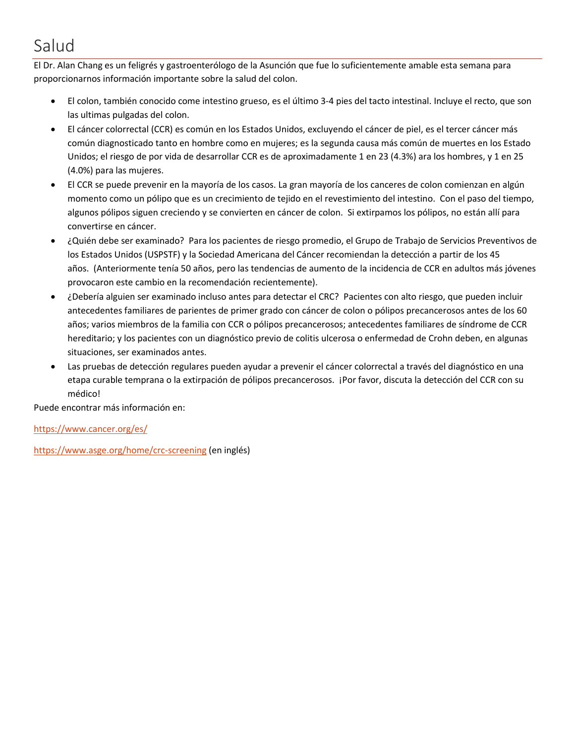# Salud

El Dr. Alan Chang es un feligrés y gastroenterólogo de la Asunción que fue lo suficientemente amable esta semana para proporcionarnos información importante sobre la salud del colon.

- El colon, también conocido come intestino grueso, es el último 3-4 pies del tacto intestinal. Incluye el recto, que son las ultimas pulgadas del colon.
- El cáncer colorrectal (CCR) es común en los Estados Unidos, excluyendo el cáncer de piel, es el tercer cáncer más común diagnosticado tanto en hombre como en mujeres; es la segunda causa más común de muertes en los Estado Unidos; el riesgo de por vida de desarrollar CCR es de aproximadamente 1 en 23 (4.3%) ara los hombres, y 1 en 25 (4.0%) para las mujeres.
- El CCR se puede prevenir en la mayoría de los casos. La gran mayoría de los canceres de colon comienzan en algún momento como un pólipo que es un crecimiento de tejido en el revestimiento del intestino. Con el paso del tiempo, algunos pólipos siguen creciendo y se convierten en cáncer de colon. Si extirpamos los pólipos, no están allí para convertirse en cáncer.
- ¿Quién debe ser examinado? Para los pacientes de riesgo promedio, el Grupo de Trabajo de Servicios Preventivos de los Estados Unidos (USPSTF) y la Sociedad Americana del Cáncer recomiendan la detección a partir de los 45 años. (Anteriormente tenía 50 años, pero las tendencias de aumento de la incidencia de CCR en adultos más jóvenes provocaron este cambio en la recomendación recientemente).
- ¿Debería alguien ser examinado incluso antes para detectar el CRC? Pacientes con alto riesgo, que pueden incluir antecedentes familiares de parientes de primer grado con cáncer de colon o pólipos precancerosos antes de los 60 años; varios miembros de la familia con CCR o pólipos precancerosos; antecedentes familiares de síndrome de CCR hereditario; y los pacientes con un diagnóstico previo de colitis ulcerosa o enfermedad de Crohn deben, en algunas situaciones, ser examinados antes.
- Las pruebas de detección regulares pueden ayudar a prevenir el cáncer colorrectal a través del diagnóstico en una etapa curable temprana o la extirpación de pólipos precancerosos. ¡Por favor, discuta la detección del CCR con su médico!

Puede encontrar más información en:

https://www.cancer.org/es/

https://www.asge.org/home/crc-screening (en inglés)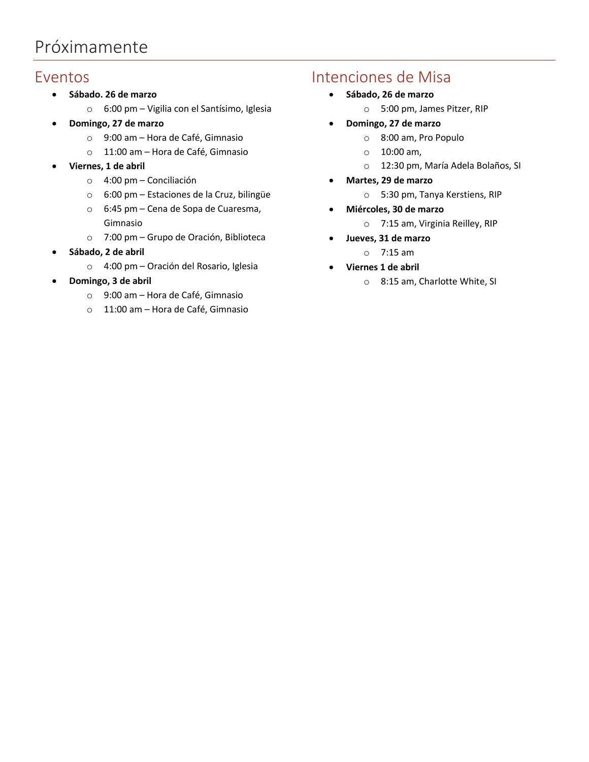# Próximamente

## Eventos

- **Sábado. 26 de marzo**
  - 6:00 pm – Vigilia con el Santísimo, Iglesia
- **Domingo, 27 de marzo**
  - 9:00 am – Hora de Café, Gimnasio
  - 11:00 am – Hora de Café, Gimnasio
- **Viernes, 1 de abril**
  - 4:00 pm – Conciliación
  - 6:00 pm – Estaciones de la Cruz, bilingüe
  - 6:45 pm – Cena de Sopa de Cuaresma, Gimnasio
  - 7:00 pm – Grupo de Oración, Biblioteca
- **Sábado, 2 de abril**
  - 4:00 pm – Oración del Rosario, Iglesia
- **Domingo, 3 de abril**
  - 9:00 am – Hora de Café, Gimnasio
  - 11:00 am – Hora de Café, Gimnasio

## Intenciones de Misa

- **Sábado, 26 de marzo**
  - 5:00 pm, James Pitzer, RIP
- **Domingo, 27 de marzo**
  - 8:00 am, Pro Populo
  - 10:00 am,
  - 12:30 pm, María Adela Bolaños, SI
- **Martes, 29 de marzo**
  - 5:30 pm, Tanya Kerstiens, RIP
- **Miércoles, 30 de marzo**
  - 7:15 am, Virginia Reilley, RIP
- **Jueves, 31 de marzo**
  - 7:15 am
- **Viernes 1 de abril**
  - 8:15 am, Charlotte White, SI